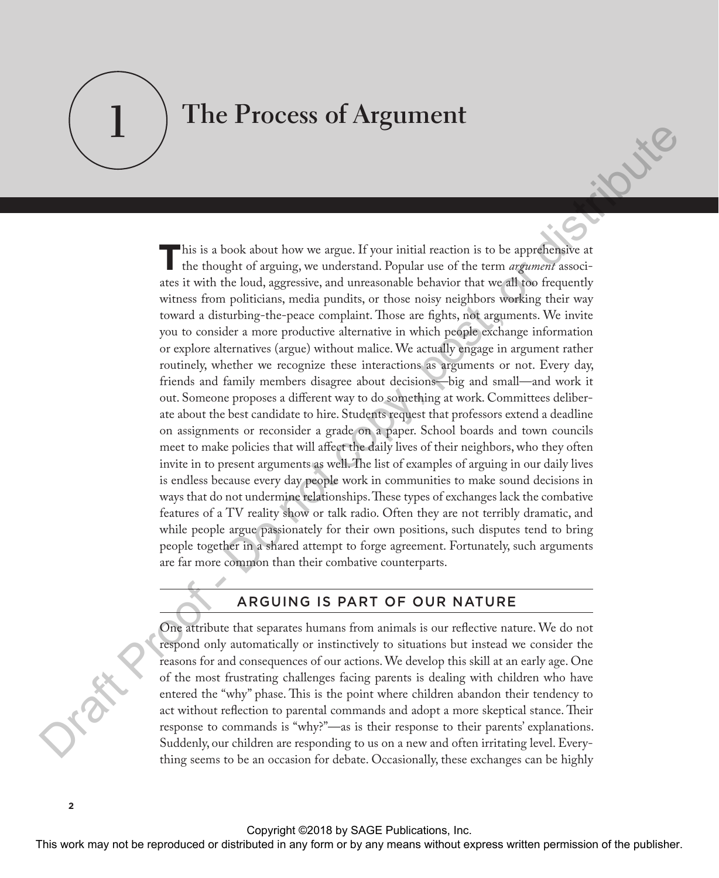# 1 The Process of Argument

This is a book about how we argue. If your initial reaction is to be apprehensive at the thought of arguing, we understand. Popular use of the term *argument* associates it with the loud, aggressive, and unreasonable behavior that we all too frequently witness from politicians, media pundits, or those noisy neighbors working their way toward a disturbing-the-peace complaint. Those are fights, not arguments. We invite you to consider a more productive alternative in which people exchange information or explore alternatives (argue) without malice. We actually engage in argument rather routinely, whether we recognize these interactions as arguments or not. Every day, friends and family members disagree about decisions—big and small—and work it out. Someone proposes a different way to do something at work. Committees deliberate about the best candidate to hire. Students request that professors extend a deadline on assignments or reconsider a grade on a paper. School boards and town councils meet to make policies that will affect the daily lives of their neighbors, who they often invite in to present arguments as well. The list of examples of arguing in our daily lives is endless because every day people work in communities to make sound decisions in ways that do not undermine relationships. These types of exchanges lack the combative features of a TV reality show or talk radio. Often they are not terribly dramatic, and while people argue passionately for their own positions, such disputes tend to bring people together in a shared attempt to forge agreement. Fortunately, such arguments are far more common than their combative counterparts.

## ARGUING IS PART OF OUR NATURE

One attribute that separates humans from animals is our reflective nature. We do not respond only automatically or instinctively to situations but instead we consider the reasons for and consequences of our actions. We develop this skill at an early age. One of the most frustrating challenges facing parents is dealing with children who have entered the "why" phase. This is the point where children abandon their tendency to act without reflection to parental commands and adopt a more skeptical stance. Their response to commands is "why?"—as is their response to their parents' explanations. Suddenly, our children are responding to us on a new and often irritating level. Everything seems to be an occasion for debate. Occasionally, these exchanges can be highly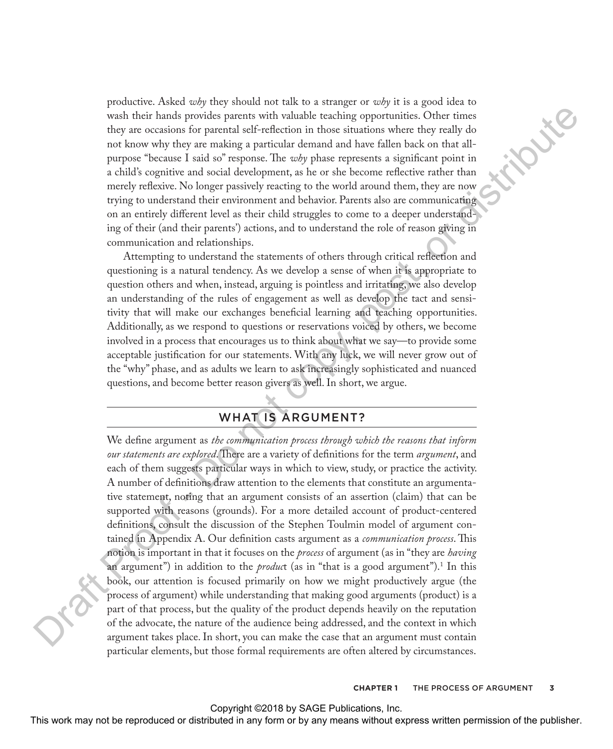productive. Asked *why* they should not talk to a stranger or *why* it is a good idea to wash their hands provides parents with valuable teaching opportunities. Other times they are occasions for parental self-reflection in those situations where they really do not know why they are making a particular demand and have fallen back on that all-purpose "because I said so" response. The *why* phase represents a significant point in a child's cognitive and social development, as he or she become reflective rather than merely reflexive. No longer passively reacting to the world around them, they are now trying to understand their environment and behavior. Parents also are communicating on an entirely different level as their child struggles to come to a deeper understanding of their (and their parents') actions, and to understand the role of reason giving in communication and relationships.

Attempting to understand the statements of others through critical reflection and questioning is a natural tendency. As we develop a sense of when it is appropriate to question others and when, instead, arguing is pointless and irritating, we also develop an understanding of the rules of engagement as well as develop the tact and sensitivity that will make our exchanges beneficial learning and teaching opportunities. Additionally, as we respond to questions or reservations voiced by others, we become involved in a process that encourages us to think about what we say—to provide some acceptable justification for our statements. With any luck, we will never grow out of the "why" phase, and as adults we learn to ask increasingly sophisticated and nuanced questions, and become better reason givers as well. In short, we argue.

## WHAT IS ARGUMENT?

We define argument as *the communication process through which the reasons that inform our statements are explored*. There are a variety of definitions for the term *argument*, and each of them suggests particular ways in which to view, study, or practice the activity. A number of definitions draw attention to the elements that constitute an argumentative statement, noting that an argument consists of an assertion (claim) that can be supported with reasons (grounds). For a more detailed account of product-centered definitions, consult the discussion of the Stephen Toulmin model of argument contained in Appendix A. Our definition casts argument as a *communication process*. This notion is important in that it focuses on the *process* of argument (as in "they are *having* an argument") in addition to the *product* (as in "that is a good argument").[1] In this book, our attention is focused primarily on how we might productively argue (the process of argument) while understanding that making good arguments (product) is a part of that process, but the quality of the product depends heavily on the reputation of the advocate, the nature of the audience being addressed, and the context in which argument takes place. In short, you can make the case that an argument must contain particular elements, but those formal requirements are often altered by circumstances.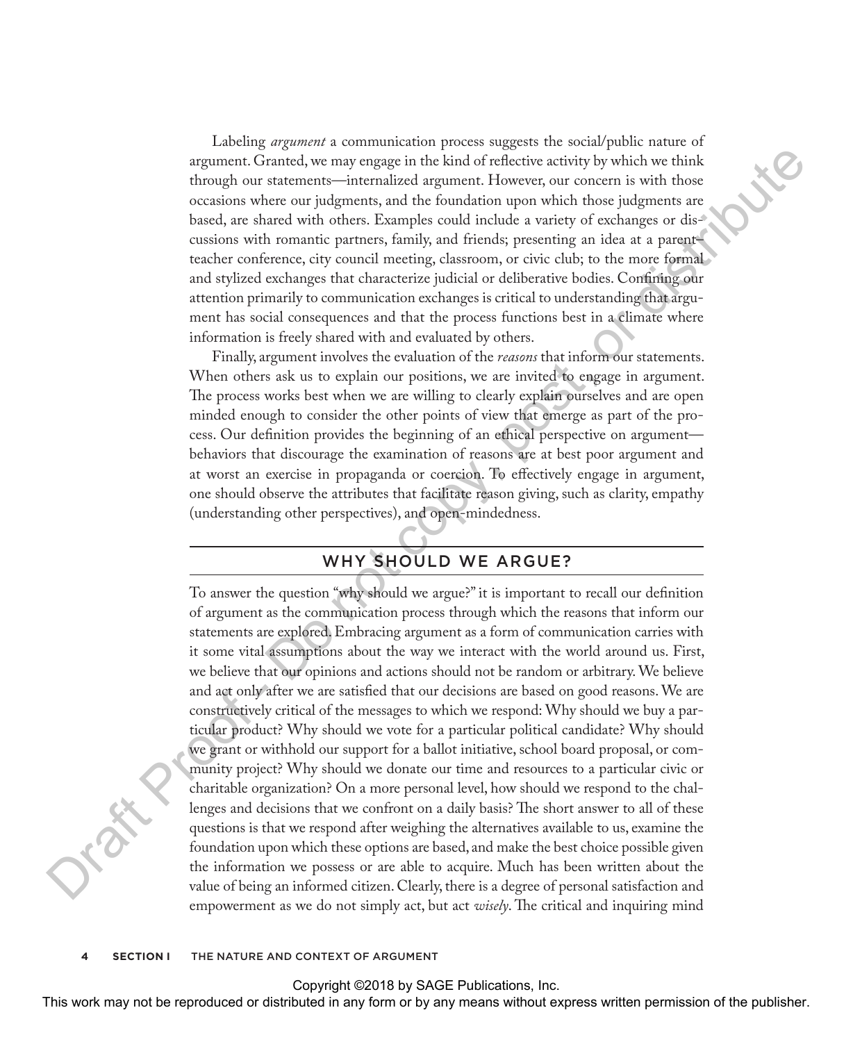Labeling *argument* a communication process suggests the social/public nature of argument. Granted, we may engage in the kind of reflective activity by which we think through our statements—internalized argument. However, our concern is with those occasions where our judgments, and the foundation upon which those judgments are based, are shared with others. Examples could include a variety of exchanges or discussions with romantic partners, family, and friends; presenting an idea at a parent–teacher conference, city council meeting, classroom, or civic club; to the more formal and stylized exchanges that characterize judicial or deliberative bodies. Confining our attention primarily to communication exchanges is critical to understanding that argument has social consequences and that the process functions best in a climate where information is freely shared with and evaluated by others.

Finally, argument involves the evaluation of the *reasons* that inform our statements. When others ask us to explain our positions, we are invited to engage in argument. The process works best when we are willing to clearly explain ourselves and are open minded enough to consider the other points of view that emerge as part of the process. Our definition provides the beginning of an ethical perspective on argument—behaviors that discourage the examination of reasons are at best poor argument and at worst an exercise in propaganda or coercion. To effectively engage in argument, one should observe the attributes that facilitate reason giving, such as clarity, empathy (understanding other perspectives), and open-mindedness.

## WHY SHOULD WE ARGUE?

To answer the question "why should we argue?" it is important to recall our definition of argument as the communication process through which the reasons that inform our statements are explored. Embracing argument as a form of communication carries with it some vital assumptions about the way we interact with the world around us. First, we believe that our opinions and actions should not be random or arbitrary. We believe and act only after we are satisfied that our decisions are based on good reasons. We are constructively critical of the messages to which we respond: Why should we buy a particular product? Why should we vote for a particular political candidate? Why should we grant or withhold our support for a ballot initiative, school board proposal, or community project? Why should we donate our time and resources to a particular civic or charitable organization? On a more personal level, how should we respond to the challenges and decisions that we confront on a daily basis? The short answer to all of these questions is that we respond after weighing the alternatives available to us, examine the foundation upon which these options are based, and make the best choice possible given the information we possess or are able to acquire. Much has been written about the value of being an informed citizen. Clearly, there is a degree of personal satisfaction and empowerment as we do not simply act, but act *wisely*. The critical and inquiring mind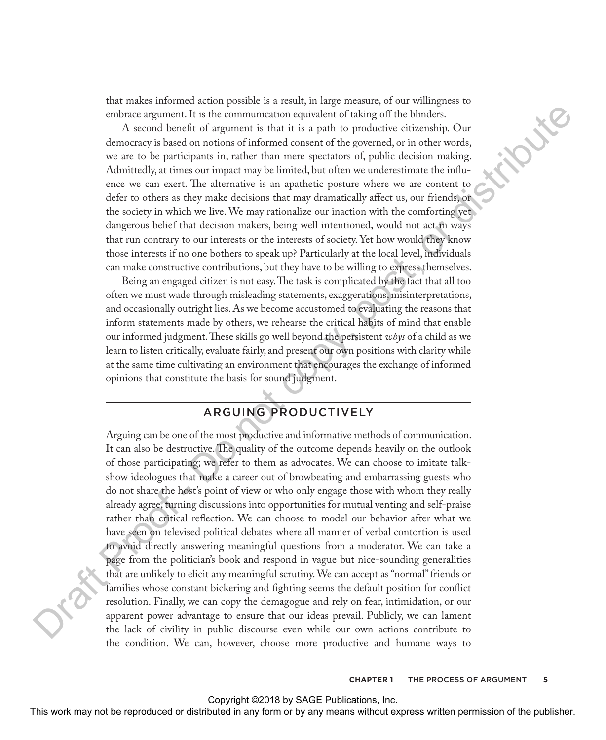that makes informed action possible is a result, in large measure, of our willingness to embrace argument. It is the communication equivalent of taking off the blinders.

A second benefit of argument is that it is a path to productive citizenship. Our democracy is based on notions of informed consent of the governed, or in other words, we are to be participants in, rather than mere spectators of, public decision making. Admittedly, at times our impact may be limited, but often we underestimate the influence we can exert. The alternative is an apathetic posture where we are content to defer to others as they make decisions that may dramatically affect us, our friends, or the society in which we live. We may rationalize our inaction with the comforting yet dangerous belief that decision makers, being well intentioned, would not act in ways that run contrary to our interests or the interests of society. Yet how would they know those interests if no one bothers to speak up? Particularly at the local level, individuals can make constructive contributions, but they have to be willing to express themselves.

Being an engaged citizen is not easy. The task is complicated by the fact that all too often we must wade through misleading statements, exaggerations, misinterpretations, and occasionally outright lies. As we become accustomed to evaluating the reasons that inform statements made by others, we rehearse the critical habits of mind that enable our informed judgment. These skills go well beyond the persistent *whys* of a child as we learn to listen critically, evaluate fairly, and present our own positions with clarity while at the same time cultivating an environment that encourages the exchange of informed opinions that constitute the basis for sound judgment.

## ARGUING PRODUCTIVELY

Arguing can be one of the most productive and informative methods of communication. It can also be destructive. The quality of the outcome depends heavily on the outlook of those participating; we refer to them as advocates. We can choose to imitate talk-show ideologues that make a career out of browbeating and embarrassing guests who do not share the host's point of view or who only engage those with whom they really already agree, turning discussions into opportunities for mutual venting and self-praise rather than critical reflection. We can choose to model our behavior after what we have seen on televised political debates where all manner of verbal contortion is used to avoid directly answering meaningful questions from a moderator. We can take a page from the politician's book and respond in vague but nice-sounding generalities that are unlikely to elicit any meaningful scrutiny. We can accept as "normal" friends or families whose constant bickering and fighting seems the default position for conflict resolution. Finally, we can copy the demagogue and rely on fear, intimidation, or our apparent power advantage to ensure that our ideas prevail. Publicly, we can lament the lack of civility in public discourse even while our own actions contribute to the condition. We can, however, choose more productive and humane ways to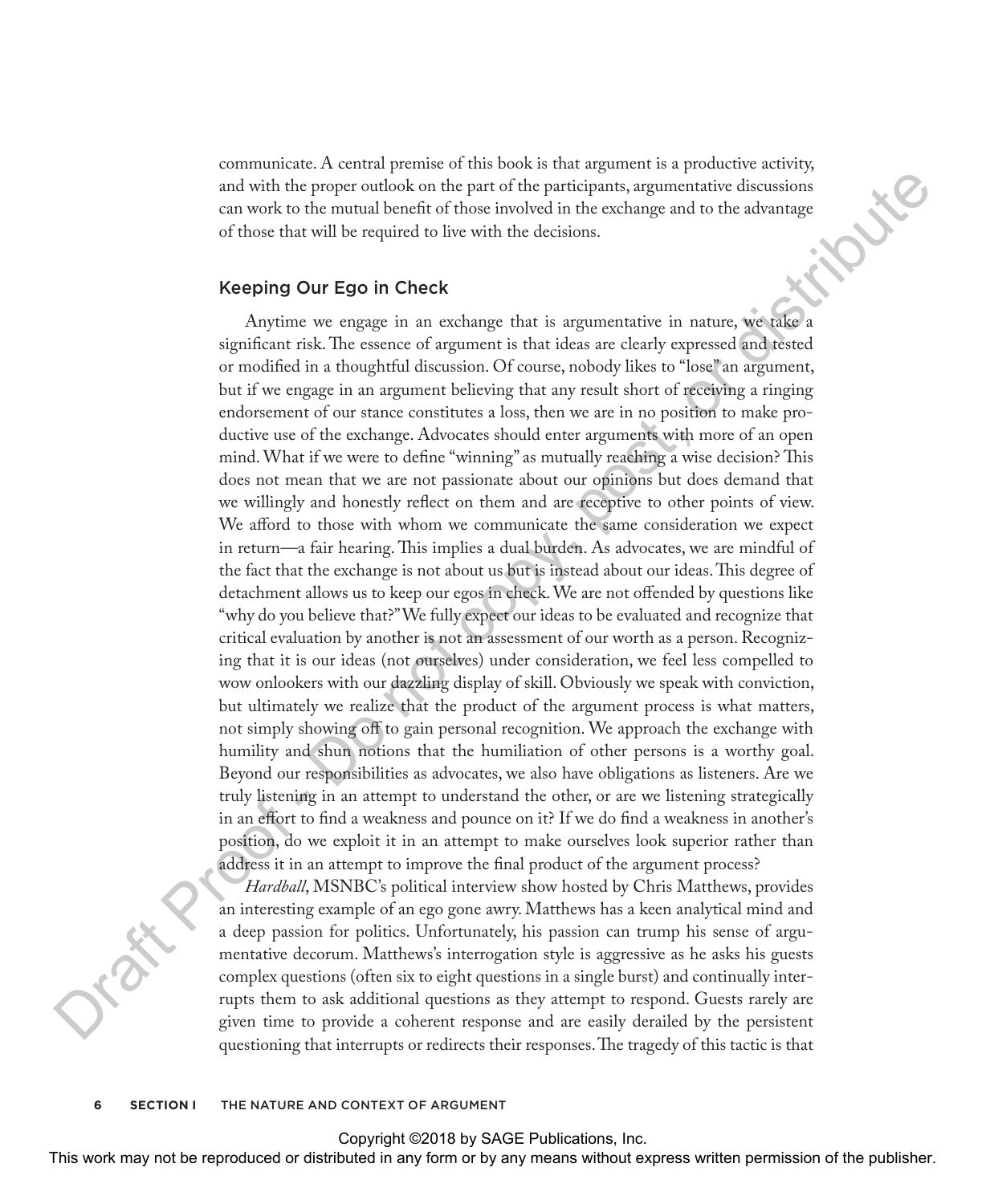communicate. A central premise of this book is that argument is a productive activity, and with the proper outlook on the part of the participants, argumentative discussions can work to the mutual benefit of those involved in the exchange and to the advantage of those that will be required to live with the decisions.

## Keeping Our Ego in Check

Anytime we engage in an exchange that is argumentative in nature, we take a significant risk. The essence of argument is that ideas are clearly expressed and tested or modified in a thoughtful discussion. Of course, nobody likes to "lose" an argument, but if we engage in an argument believing that any result short of receiving a ringing endorsement of our stance constitutes a loss, then we are in no position to make productive use of the exchange. Advocates should enter arguments with more of an open mind. What if we were to define "winning" as mutually reaching a wise decision? This does not mean that we are not passionate about our opinions but does demand that we willingly and honestly reflect on them and are receptive to other points of view. We afford to those with whom we communicate the same consideration we expect in return—a fair hearing. This implies a dual burden. As advocates, we are mindful of the fact that the exchange is not about us but is instead about our ideas. This degree of detachment allows us to keep our egos in check. We are not offended by questions like "why do you believe that?" We fully expect our ideas to be evaluated and recognize that critical evaluation by another is not an assessment of our worth as a person. Recognizing that it is our ideas (not ourselves) under consideration, we feel less compelled to wow onlookers with our dazzling display of skill. Obviously we speak with conviction, but ultimately we realize that the product of the argument process is what matters, not simply showing off to gain personal recognition. We approach the exchange with humility and shun notions that the humiliation of other persons is a worthy goal. Beyond our responsibilities as advocates, we also have obligations as listeners. Are we truly listening in an attempt to understand the other, or are we listening strategically in an effort to find a weakness and pounce on it? If we do find a weakness in another's position, do we exploit it in an attempt to make ourselves look superior rather than address it in an attempt to improve the final product of the argument process?

*Hardball*, MSNBC's political interview show hosted by Chris Matthews, provides an interesting example of an ego gone awry. Matthews has a keen analytical mind and a deep passion for politics. Unfortunately, his passion can trump his sense of argumentative decorum. Matthews's interrogation style is aggressive as he asks his guests complex questions (often six to eight questions in a single burst) and continually interrupts them to ask additional questions as they attempt to respond. Guests rarely are given time to provide a coherent response and are easily derailed by the persistent questioning that interrupts or redirects their responses. The tragedy of this tactic is that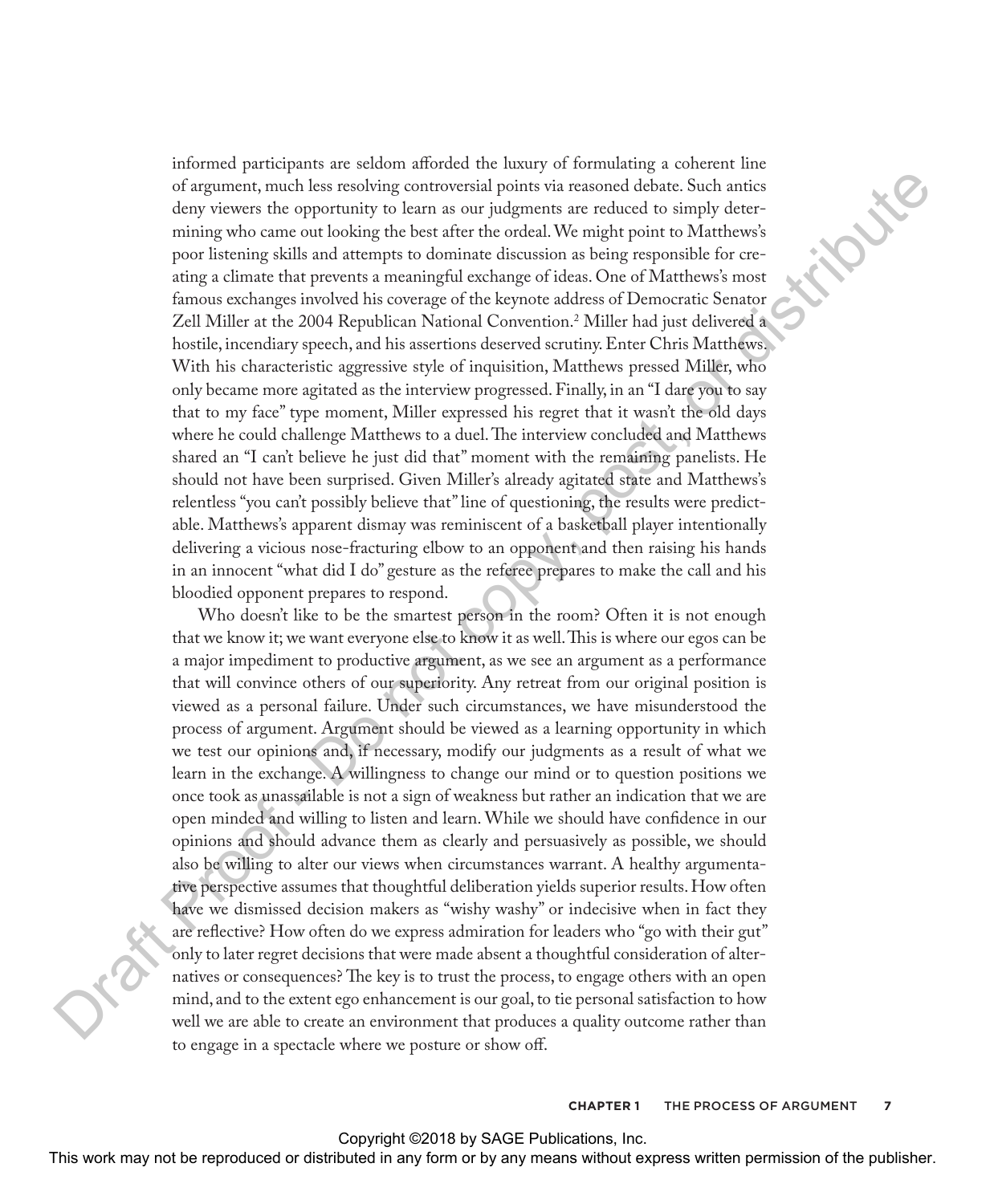informed participants are seldom afforded the luxury of formulating a coherent line of argument, much less resolving controversial points via reasoned debate. Such antics deny viewers the opportunity to learn as our judgments are reduced to simply determining who came out looking the best after the ordeal. We might point to Matthews's poor listening skills and attempts to dominate discussion as being responsible for creating a climate that prevents a meaningful exchange of ideas. One of Matthews's most famous exchanges involved his coverage of the keynote address of Democratic Senator Zell Miller at the 2004 Republican National Convention.[2] Miller had just delivered a hostile, incendiary speech, and his assertions deserved scrutiny. Enter Chris Matthews. With his characteristic aggressive style of inquisition, Matthews pressed Miller, who only became more agitated as the interview progressed. Finally, in an "I dare you to say that to my face" type moment, Miller expressed his regret that it wasn't the old days where he could challenge Matthews to a duel. The interview concluded and Matthews shared an "I can't believe he just did that" moment with the remaining panelists. He should not have been surprised. Given Miller's already agitated state and Matthews's relentless "you can't possibly believe that" line of questioning, the results were predictable. Matthews's apparent dismay was reminiscent of a basketball player intentionally delivering a vicious nose-fracturing elbow to an opponent and then raising his hands in an innocent "what did I do" gesture as the referee prepares to make the call and his bloodied opponent prepares to respond.

Who doesn't like to be the smartest person in the room? Often it is not enough that we know it; we want everyone else to know it as well. This is where our egos can be a major impediment to productive argument, as we see an argument as a performance that will convince others of our superiority. Any retreat from our original position is viewed as a personal failure. Under such circumstances, we have misunderstood the process of argument. Argument should be viewed as a learning opportunity in which we test our opinions and, if necessary, modify our judgments as a result of what we learn in the exchange. A willingness to change our mind or to question positions we once took as unassailable is not a sign of weakness but rather an indication that we are open minded and willing to listen and learn. While we should have confidence in our opinions and should advance them as clearly and persuasively as possible, we should also be willing to alter our views when circumstances warrant. A healthy argumentative perspective assumes that thoughtful deliberation yields superior results. How often have we dismissed decision makers as "wishy washy" or indecisive when in fact they are reflective? How often do we express admiration for leaders who "go with their gut" only to later regret decisions that were made absent a thoughtful consideration of alternatives or consequences? The key is to trust the process, to engage others with an open mind, and to the extent ego enhancement is our goal, to tie personal satisfaction to how well we are able to create an environment that produces a quality outcome rather than to engage in a spectacle where we posture or show off.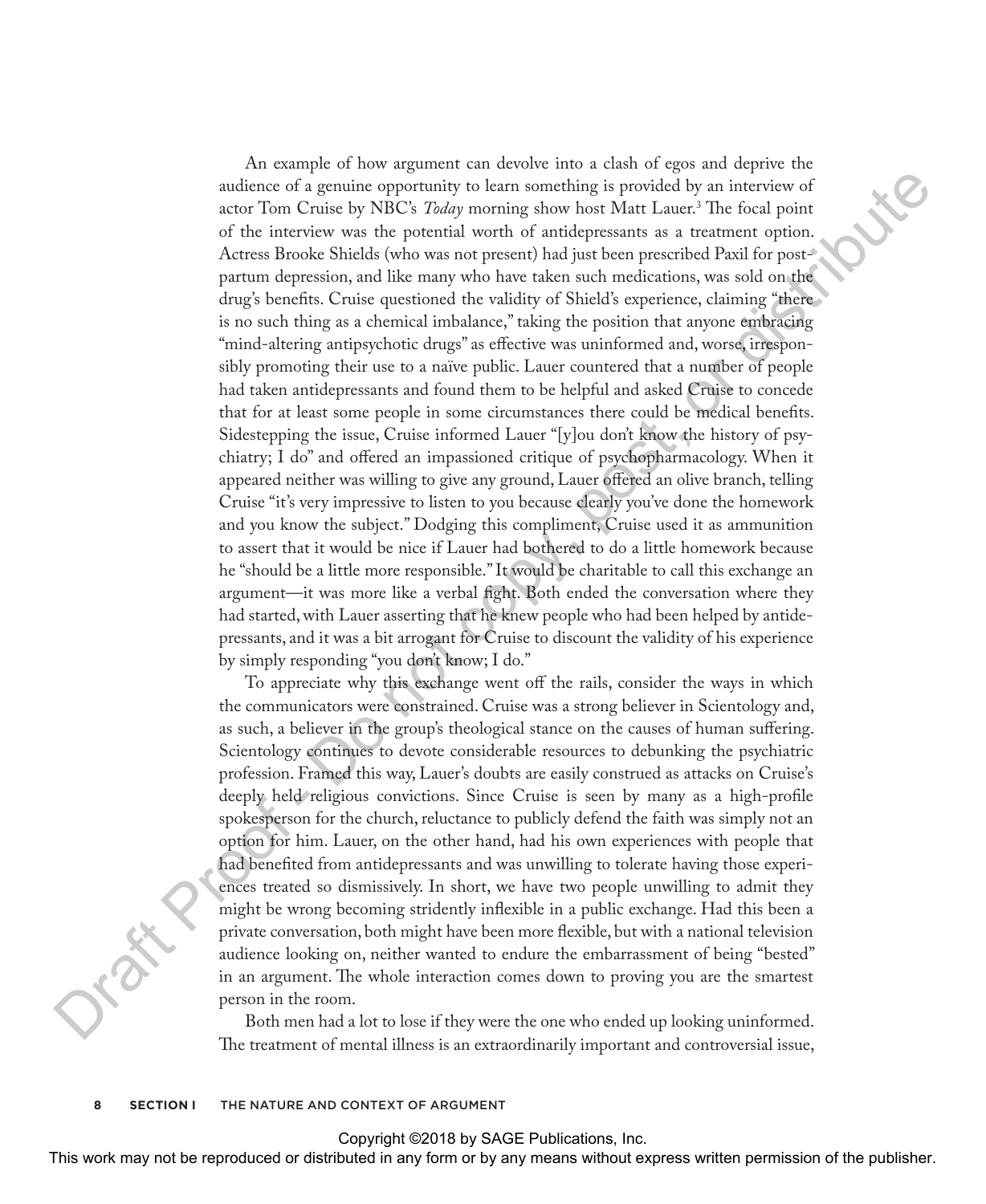An example of how argument can devolve into a clash of egos and deprive the audience of a genuine opportunity to learn something is provided by an interview of actor Tom Cruise by NBC's *Today* morning show host Matt Lauer.[3] The focal point of the interview was the potential worth of antidepressants as a treatment option. Actress Brooke Shields (who was not present) had just been prescribed Paxil for post-partum depression, and like many who have taken such medications, was sold on the drug's benefits. Cruise questioned the validity of Shield's experience, claiming "there is no such thing as a chemical imbalance," taking the position that anyone embracing "mind-altering antipsychotic drugs" as effective was uninformed and, worse, irresponsibly promoting their use to a naïve public. Lauer countered that a number of people had taken antidepressants and found them to be helpful and asked Cruise to concede that for at least some people in some circumstances there could be medical benefits. Sidestepping the issue, Cruise informed Lauer "[y]ou don't know the history of psychiatry; I do" and offered an impassioned critique of psychopharmacology. When it appeared neither was willing to give any ground, Lauer offered an olive branch, telling Cruise "it's very impressive to listen to you because clearly you've done the homework and you know the subject." Dodging this compliment, Cruise used it as ammunition to assert that it would be nice if Lauer had bothered to do a little homework because he "should be a little more responsible." It would be charitable to call this exchange an argument—it was more like a verbal fight. Both ended the conversation where they had started, with Lauer asserting that he knew people who had been helped by antidepressants, and it was a bit arrogant for Cruise to discount the validity of his experience by simply responding "you don't know; I do."

To appreciate why this exchange went off the rails, consider the ways in which the communicators were constrained. Cruise was a strong believer in Scientology and, as such, a believer in the group's theological stance on the causes of human suffering. Scientology continues to devote considerable resources to debunking the psychiatric profession. Framed this way, Lauer's doubts are easily construed as attacks on Cruise's deeply held religious convictions. Since Cruise is seen by many as a high-profile spokesperson for the church, reluctance to publicly defend the faith was simply not an option for him. Lauer, on the other hand, had his own experiences with people that had benefited from antidepressants and was unwilling to tolerate having those experiences treated so dismissively. In short, we have two people unwilling to admit they might be wrong becoming stridently inflexible in a public exchange. Had this been a private conversation, both might have been more flexible, but with a national television audience looking on, neither wanted to endure the embarrassment of being "bested" in an argument. The whole interaction comes down to proving you are the smartest person in the room.

Both men had a lot to lose if they were the one who ended up looking uninformed. The treatment of mental illness is an extraordinarily important and controversial issue,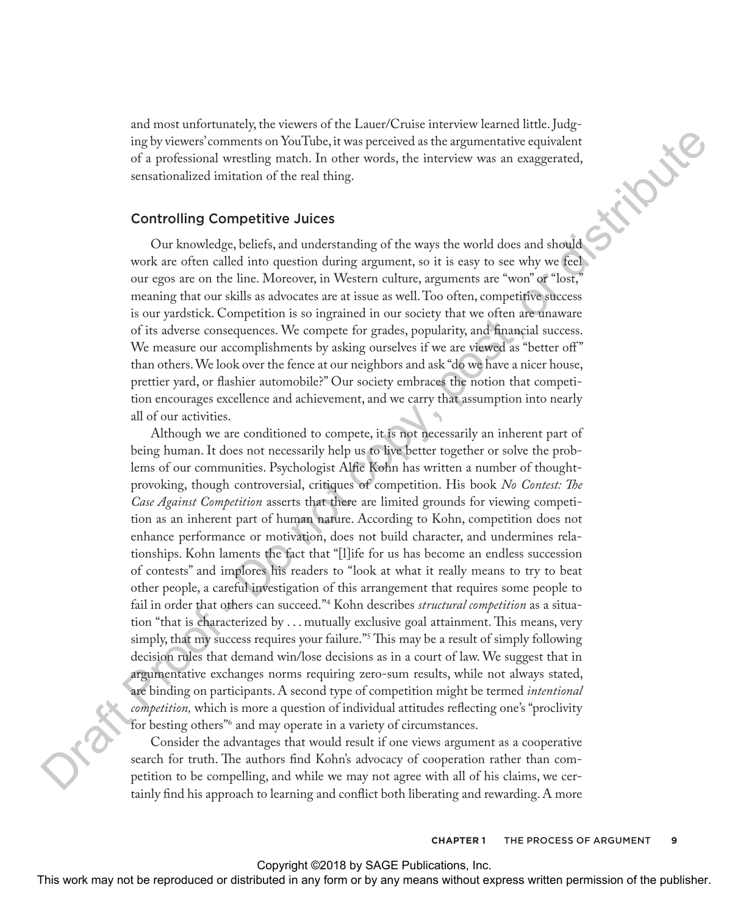and most unfortunately, the viewers of the Lauer/Cruise interview learned little. Judging by viewers' comments on YouTube, it was perceived as the argumentative equivalent of a professional wrestling match. In other words, the interview was an exaggerated, sensationalized imitation of the real thing.

## Controlling Competitive Juices

Our knowledge, beliefs, and understanding of the ways the world does and should work are often called into question during argument, so it is easy to see why we feel our egos are on the line. Moreover, in Western culture, arguments are "won" or "lost," meaning that our skills as advocates are at issue as well. Too often, competitive success is our yardstick. Competition is so ingrained in our society that we often are unaware of its adverse consequences. We compete for grades, popularity, and financial success. We measure our accomplishments by asking ourselves if we are viewed as "better off" than others. We look over the fence at our neighbors and ask "do we have a nicer house, prettier yard, or flashier automobile?" Our society embraces the notion that competition encourages excellence and achievement, and we carry that assumption into nearly all of our activities.

Although we are conditioned to compete, it is not necessarily an inherent part of being human. It does not necessarily help us to live better together or solve the problems of our communities. Psychologist Alfie Kohn has written a number of thought-provoking, though controversial, critiques of competition. His book *No Contest: The Case Against Competition* asserts that there are limited grounds for viewing competition as an inherent part of human nature. According to Kohn, competition does not enhance performance or motivation, does not build character, and undermines relationships. Kohn laments the fact that "[l]ife for us has become an endless succession of contests" and implores his readers to "look at what it really means to try to beat other people, a careful investigation of this arrangement that requires some people to fail in order that others can succeed."[4] Kohn describes *structural competition* as a situation "that is characterized by . . . mutually exclusive goal attainment. This means, very simply, that my success requires your failure."[5] This may be a result of simply following decision rules that demand win/lose decisions as in a court of law. We suggest that in argumentative exchanges norms requiring zero-sum results, while not always stated, are binding on participants. A second type of competition might be termed *intentional competition,* which is more a question of individual attitudes reflecting one's "proclivity for besting others"[6] and may operate in a variety of circumstances.

Consider the advantages that would result if one views argument as a cooperative search for truth. The authors find Kohn's advocacy of cooperation rather than competition to be compelling, and while we may not agree with all of his claims, we certainly find his approach to learning and conflict both liberating and rewarding. A more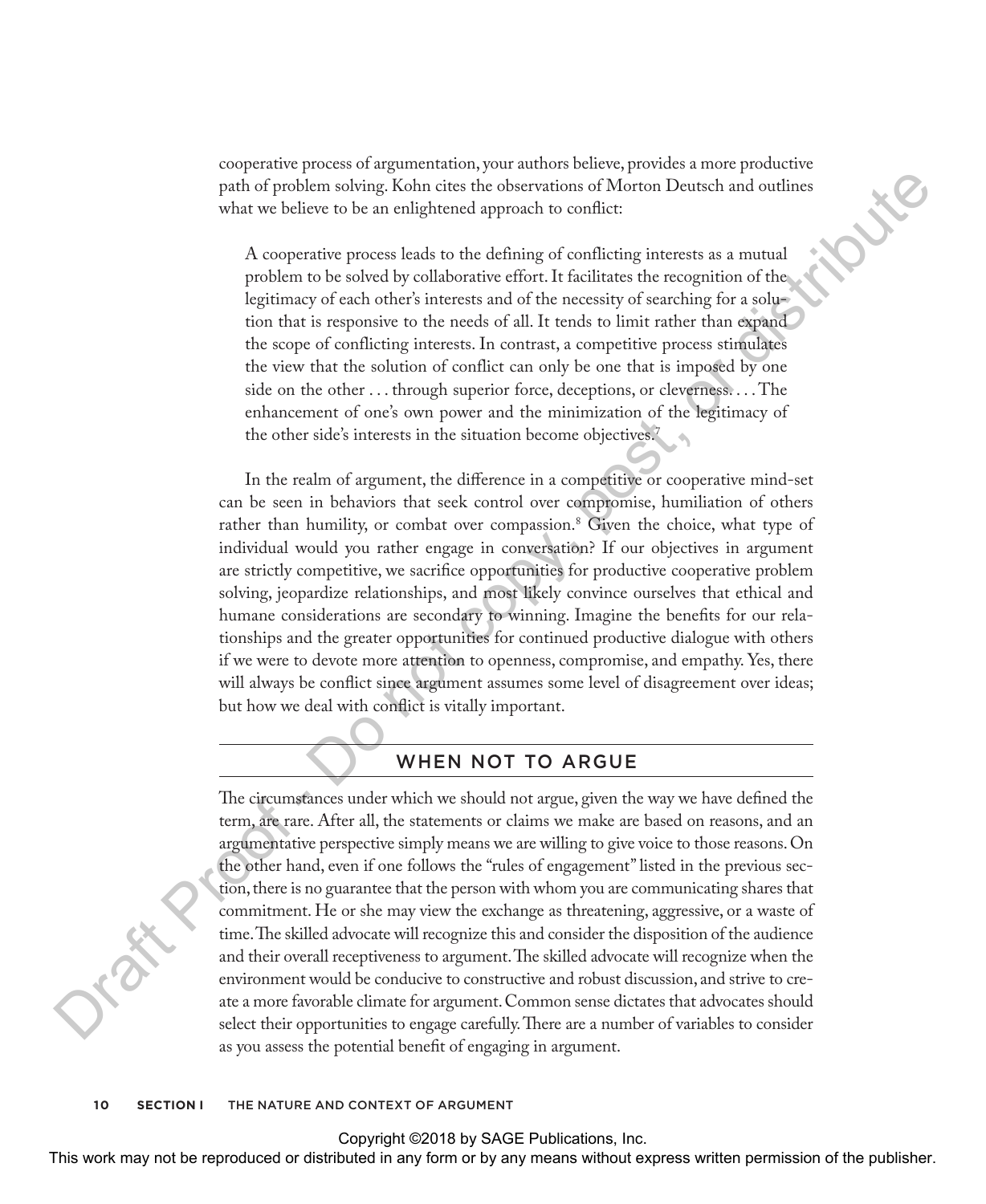cooperative process of argumentation, your authors believe, provides a more productive path of problem solving. Kohn cites the observations of Morton Deutsch and outlines what we believe to be an enlightened approach to conflict:

> A cooperative process leads to the defining of conflicting interests as a mutual problem to be solved by collaborative effort. It facilitates the recognition of the legitimacy of each other's interests and of the necessity of searching for a solution that is responsive to the needs of all. It tends to limit rather than expand the scope of conflicting interests. In contrast, a competitive process stimulates the view that the solution of conflict can only be one that is imposed by one side on the other . . . through superior force, deceptions, or cleverness. . . . The enhancement of one's own power and the minimization of the legitimacy of the other side's interests in the situation become objectives.[7]

In the realm of argument, the difference in a competitive or cooperative mind-set can be seen in behaviors that seek control over compromise, humiliation of others rather than humility, or combat over compassion.[8] Given the choice, what type of individual would you rather engage in conversation? If our objectives in argument are strictly competitive, we sacrifice opportunities for productive cooperative problem solving, jeopardize relationships, and most likely convince ourselves that ethical and humane considerations are secondary to winning. Imagine the benefits for our relationships and the greater opportunities for continued productive dialogue with others if we were to devote more attention to openness, compromise, and empathy. Yes, there will always be conflict since argument assumes some level of disagreement over ideas; but how we deal with conflict is vitally important.

## WHEN NOT TO ARGUE

The circumstances under which we should not argue, given the way we have defined the term, are rare. After all, the statements or claims we make are based on reasons, and an argumentative perspective simply means we are willing to give voice to those reasons. On the other hand, even if one follows the "rules of engagement" listed in the previous section, there is no guarantee that the person with whom you are communicating shares that commitment. He or she may view the exchange as threatening, aggressive, or a waste of time. The skilled advocate will recognize this and consider the disposition of the audience and their overall receptiveness to argument. The skilled advocate will recognize when the environment would be conducive to constructive and robust discussion, and strive to create a more favorable climate for argument. Common sense dictates that advocates should select their opportunities to engage carefully. There are a number of variables to consider as you assess the potential benefit of engaging in argument.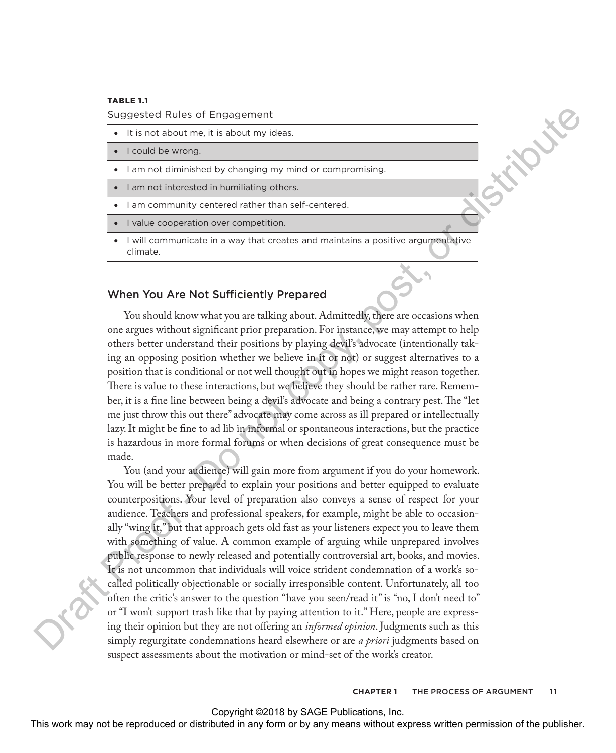**TABLE 1.1**

Suggested Rules of Engagement

| |
|---|
| • It is not about me, it is about my ideas. |
| • I could be wrong. |
| • I am not diminished by changing my mind or compromising. |
| • I am not interested in humiliating others. |
| • I am community centered rather than self-centered. |
| • I value cooperation over competition. |
| • I will communicate in a way that creates and maintains a positive argumentative climate. |

## When You Are Not Sufficiently Prepared

You should know what you are talking about. Admittedly, there are occasions when one argues without significant prior preparation. For instance, we may attempt to help others better understand their positions by playing devil's advocate (intentionally taking an opposing position whether we believe in it or not) or suggest alternatives to a position that is conditional or not well thought out in hopes we might reason together. There is value to these interactions, but we believe they should be rather rare. Remember, it is a fine line between being a devil's advocate and being a contrary pest. The "let me just throw this out there" advocate may come across as ill prepared or intellectually lazy. It might be fine to ad lib in informal or spontaneous interactions, but the practice is hazardous in more formal forums or when decisions of great consequence must be made.

You (and your audience) will gain more from argument if you do your homework. You will be better prepared to explain your positions and better equipped to evaluate counterpositions. Your level of preparation also conveys a sense of respect for your audience. Teachers and professional speakers, for example, might be able to occasionally "wing it," but that approach gets old fast as your listeners expect you to leave them with something of value. A common example of arguing while unprepared involves public response to newly released and potentially controversial art, books, and movies. It is not uncommon that individuals will voice strident condemnation of a work's so-called politically objectionable or socially irresponsible content. Unfortunately, all too often the critic's answer to the question "have you seen/read it" is "no, I don't need to" or "I won't support trash like that by paying attention to it." Here, people are expressing their opinion but they are not offering an *informed opinion*. Judgments such as this simply regurgitate condemnations heard elsewhere or are *a priori* judgments based on suspect assessments about the motivation or mind-set of the work's creator.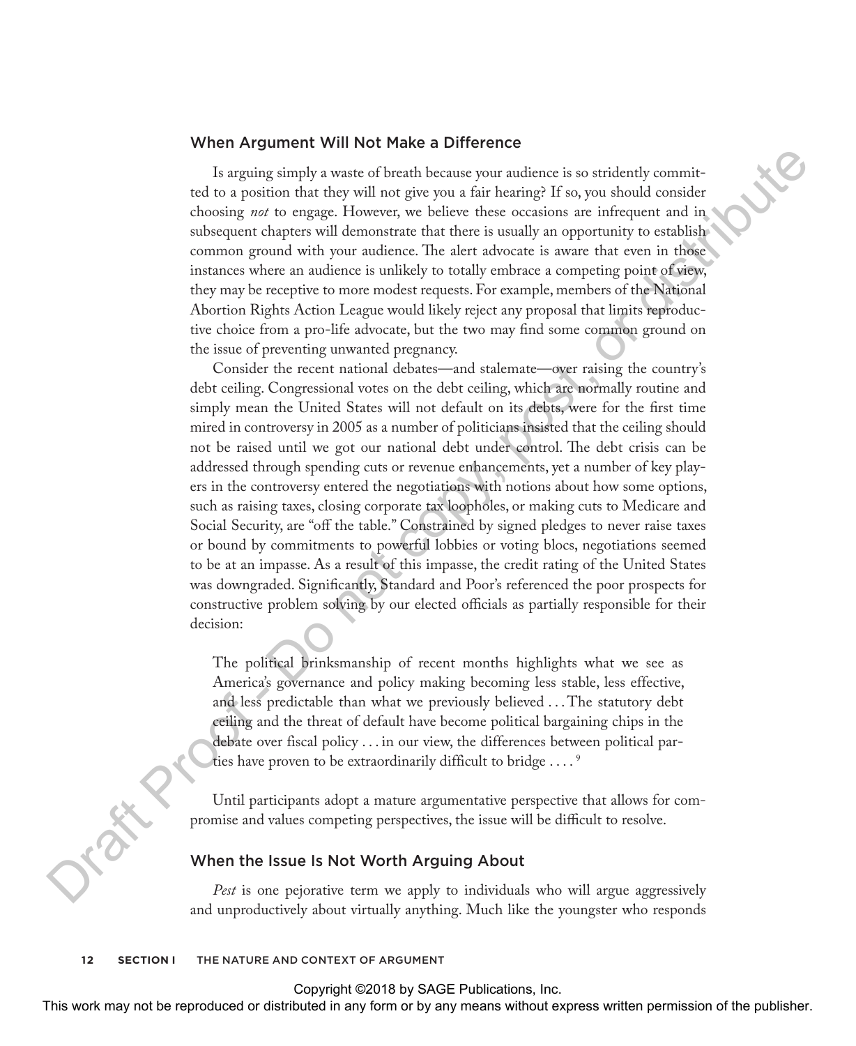## When Argument Will Not Make a Difference

Is arguing simply a waste of breath because your audience is so stridently committed to a position that they will not give you a fair hearing? If so, you should consider choosing *not* to engage. However, we believe these occasions are infrequent and in subsequent chapters will demonstrate that there is usually an opportunity to establish common ground with your audience. The alert advocate is aware that even in those instances where an audience is unlikely to totally embrace a competing point of view, they may be receptive to more modest requests. For example, members of the National Abortion Rights Action League would likely reject any proposal that limits reproductive choice from a pro-life advocate, but the two may find some common ground on the issue of preventing unwanted pregnancy.

Consider the recent national debates—and stalemate—over raising the country's debt ceiling. Congressional votes on the debt ceiling, which are normally routine and simply mean the United States will not default on its debts, were for the first time mired in controversy in 2005 as a number of politicians insisted that the ceiling should not be raised until we got our national debt under control. The debt crisis can be addressed through spending cuts or revenue enhancements, yet a number of key players in the controversy entered the negotiations with notions about how some options, such as raising taxes, closing corporate tax loopholes, or making cuts to Medicare and Social Security, are "off the table." Constrained by signed pledges to never raise taxes or bound by commitments to powerful lobbies or voting blocs, negotiations seemed to be at an impasse. As a result of this impasse, the credit rating of the United States was downgraded. Significantly, Standard and Poor's referenced the poor prospects for constructive problem solving by our elected officials as partially responsible for their decision:

> The political brinksmanship of recent months highlights what we see as America's governance and policy making becoming less stable, less effective, and less predictable than what we previously believed . . . The statutory debt ceiling and the threat of default have become political bargaining chips in the debate over fiscal policy . . . in our view, the differences between political parties have proven to be extraordinarily difficult to bridge . . . .[9]

Until participants adopt a mature argumentative perspective that allows for compromise and values competing perspectives, the issue will be difficult to resolve.

## When the Issue Is Not Worth Arguing About

*Pest* is one pejorative term we apply to individuals who will argue aggressively and unproductively about virtually anything. Much like the youngster who responds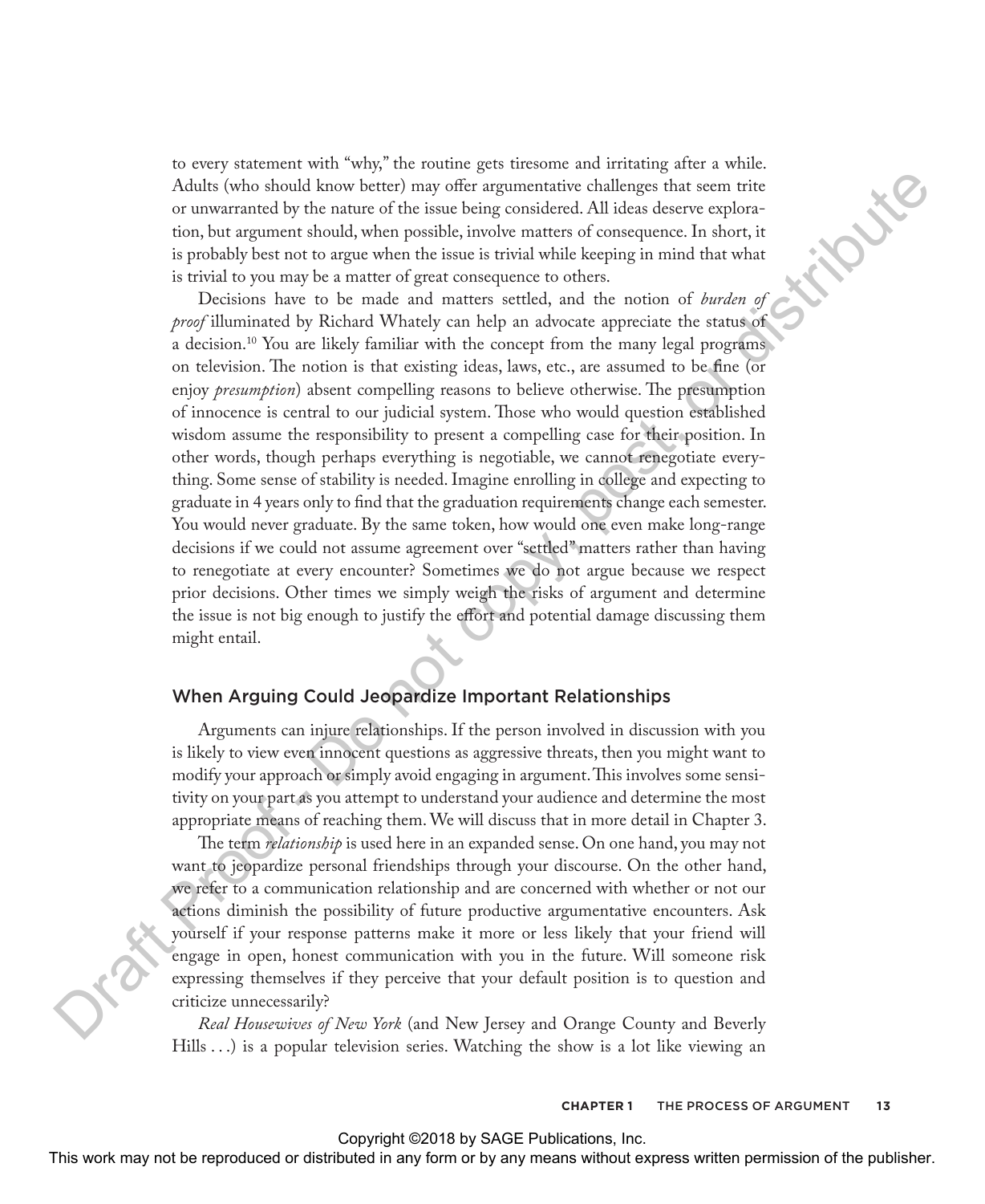to every statement with "why," the routine gets tiresome and irritating after a while. Adults (who should know better) may offer argumentative challenges that seem trite or unwarranted by the nature of the issue being considered. All ideas deserve exploration, but argument should, when possible, involve matters of consequence. In short, it is probably best not to argue when the issue is trivial while keeping in mind that what is trivial to you may be a matter of great consequence to others.

Decisions have to be made and matters settled, and the notion of *burden of proof* illuminated by Richard Whately can help an advocate appreciate the status of a decision.[10] You are likely familiar with the concept from the many legal programs on television. The notion is that existing ideas, laws, etc., are assumed to be fine (or enjoy *presumption*) absent compelling reasons to believe otherwise. The presumption of innocence is central to our judicial system. Those who would question established wisdom assume the responsibility to present a compelling case for their position. In other words, though perhaps everything is negotiable, we cannot renegotiate everything. Some sense of stability is needed. Imagine enrolling in college and expecting to graduate in 4 years only to find that the graduation requirements change each semester. You would never graduate. By the same token, how would one even make long-range decisions if we could not assume agreement over "settled" matters rather than having to renegotiate at every encounter? Sometimes we do not argue because we respect prior decisions. Other times we simply weigh the risks of argument and determine the issue is not big enough to justify the effort and potential damage discussing them might entail.

## When Arguing Could Jeopardize Important Relationships

Arguments can injure relationships. If the person involved in discussion with you is likely to view even innocent questions as aggressive threats, then you might want to modify your approach or simply avoid engaging in argument. This involves some sensitivity on your part as you attempt to understand your audience and determine the most appropriate means of reaching them. We will discuss that in more detail in Chapter 3.

The term *relationship* is used here in an expanded sense. On one hand, you may not want to jeopardize personal friendships through your discourse. On the other hand, we refer to a communication relationship and are concerned with whether or not our actions diminish the possibility of future productive argumentative encounters. Ask yourself if your response patterns make it more or less likely that your friend will engage in open, honest communication with you in the future. Will someone risk expressing themselves if they perceive that your default position is to question and criticize unnecessarily?

*Real Housewives of New York* (and New Jersey and Orange County and Beverly Hills . . .) is a popular television series. Watching the show is a lot like viewing an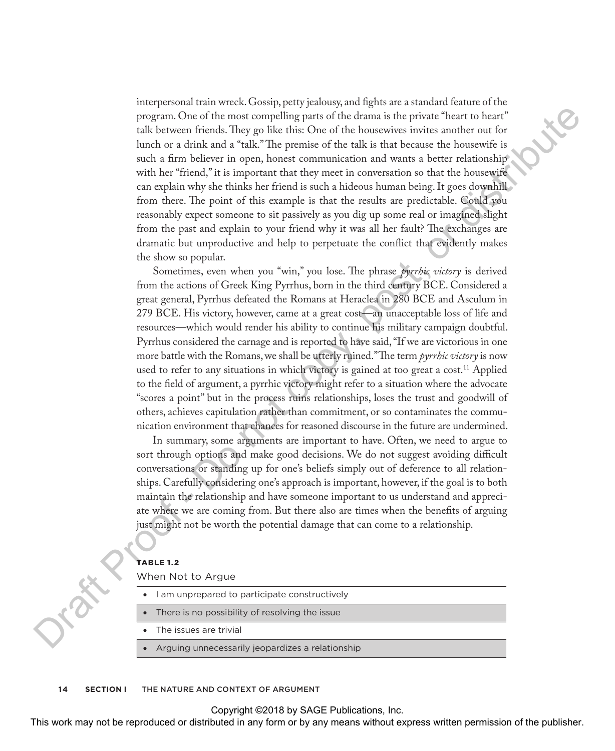interpersonal train wreck. Gossip, petty jealousy, and fights are a standard feature of the program. One of the most compelling parts of the drama is the private "heart to heart" talk between friends. They go like this: One of the housewives invites another out for lunch or a drink and a "talk." The premise of the talk is that because the housewife is such a firm believer in open, honest communication and wants a better relationship with her "friend," it is important that they meet in conversation so that the housewife can explain why she thinks her friend is such a hideous human being. It goes downhill from there. The point of this example is that the results are predictable. Could you reasonably expect someone to sit passively as you dig up some real or imagined slight from the past and explain to your friend why it was all her fault? The exchanges are dramatic but unproductive and help to perpetuate the conflict that evidently makes the show so popular.

Sometimes, even when you "win," you lose. The phrase *pyrrhic victory* is derived from the actions of Greek King Pyrrhus, born in the third century BCE. Considered a great general, Pyrrhus defeated the Romans at Heraclea in 280 BCE and Asculum in 279 BCE. His victory, however, came at a great cost—an unacceptable loss of life and resources—which would render his ability to continue his military campaign doubtful. Pyrrhus considered the carnage and is reported to have said, "If we are victorious in one more battle with the Romans, we shall be utterly ruined." The term *pyrrhic victory* is now used to refer to any situations in which victory is gained at too great a cost.[11] Applied to the field of argument, a pyrrhic victory might refer to a situation where the advocate "scores a point" but in the process ruins relationships, loses the trust and goodwill of others, achieves capitulation rather than commitment, or so contaminates the communication environment that chances for reasoned discourse in the future are undermined.

In summary, some arguments are important to have. Often, we need to argue to sort through options and make good decisions. We do not suggest avoiding difficult conversations or standing up for one's beliefs simply out of deference to all relationships. Carefully considering one's approach is important, however, if the goal is to both maintain the relationship and have someone important to us understand and appreciate where we are coming from. But there also are times when the benefits of arguing just might not be worth the potential damage that can come to a relationship.

**TABLE 1.2**

When Not to Argue

| |
|---|
| • I am unprepared to participate constructively |
| • There is no possibility of resolving the issue |
| • The issues are trivial |
| • Arguing unnecessarily jeopardizes a relationship |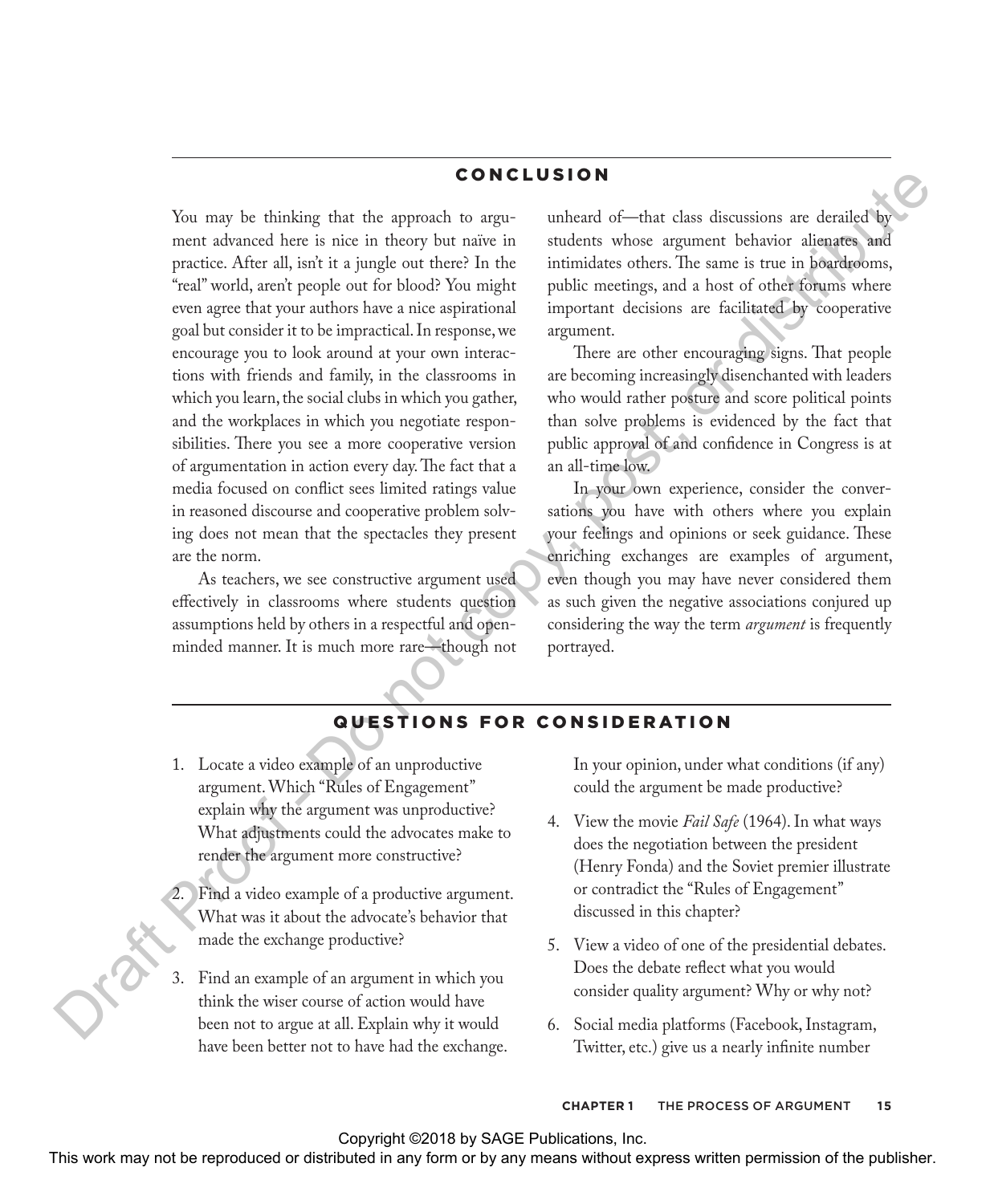## CONCLUSION

You may be thinking that the approach to argument advanced here is nice in theory but naïve in practice. After all, isn't it a jungle out there? In the "real" world, aren't people out for blood? You might even agree that your authors have a nice aspirational goal but consider it to be impractical. In response, we encourage you to look around at your own interactions with friends and family, in the classrooms in which you learn, the social clubs in which you gather, and the workplaces in which you negotiate responsibilities. There you see a more cooperative version of argumentation in action every day. The fact that a media focused on conflict sees limited ratings value in reasoned discourse and cooperative problem solving does not mean that the spectacles they present are the norm.

As teachers, we see constructive argument used effectively in classrooms where students question assumptions held by others in a respectful and open-minded manner. It is much more rare—though not unheard of—that class discussions are derailed by students whose argument behavior alienates and intimidates others. The same is true in boardrooms, public meetings, and a host of other forums where important decisions are facilitated by cooperative argument.

There are other encouraging signs. That people are becoming increasingly disenchanted with leaders who would rather posture and score political points than solve problems is evidenced by the fact that public approval of and confidence in Congress is at an all-time low.

In your own experience, consider the conversations you have with others where you explain your feelings and opinions or seek guidance. These enriching exchanges are examples of argument, even though you may have never considered them as such given the negative associations conjured up considering the way the term *argument* is frequently portrayed.

## QUESTIONS FOR CONSIDERATION

1. Locate a video example of an unproductive argument. Which "Rules of Engagement" explain why the argument was unproductive? What adjustments could the advocates make to render the argument more constructive?
2. Find a video example of a productive argument. What was it about the advocate's behavior that made the exchange productive?
3. Find an example of an argument in which you think the wiser course of action would have been not to argue at all. Explain why it would have been better not to have had the exchange. In your opinion, under what conditions (if any) could the argument be made productive?
4. View the movie *Fail Safe* (1964). In what ways does the negotiation between the president (Henry Fonda) and the Soviet premier illustrate or contradict the "Rules of Engagement" discussed in this chapter?
5. View a video of one of the presidential debates. Does the debate reflect what you would consider quality argument? Why or why not?
6. Social media platforms (Facebook, Instagram, Twitter, etc.) give us a nearly infinite number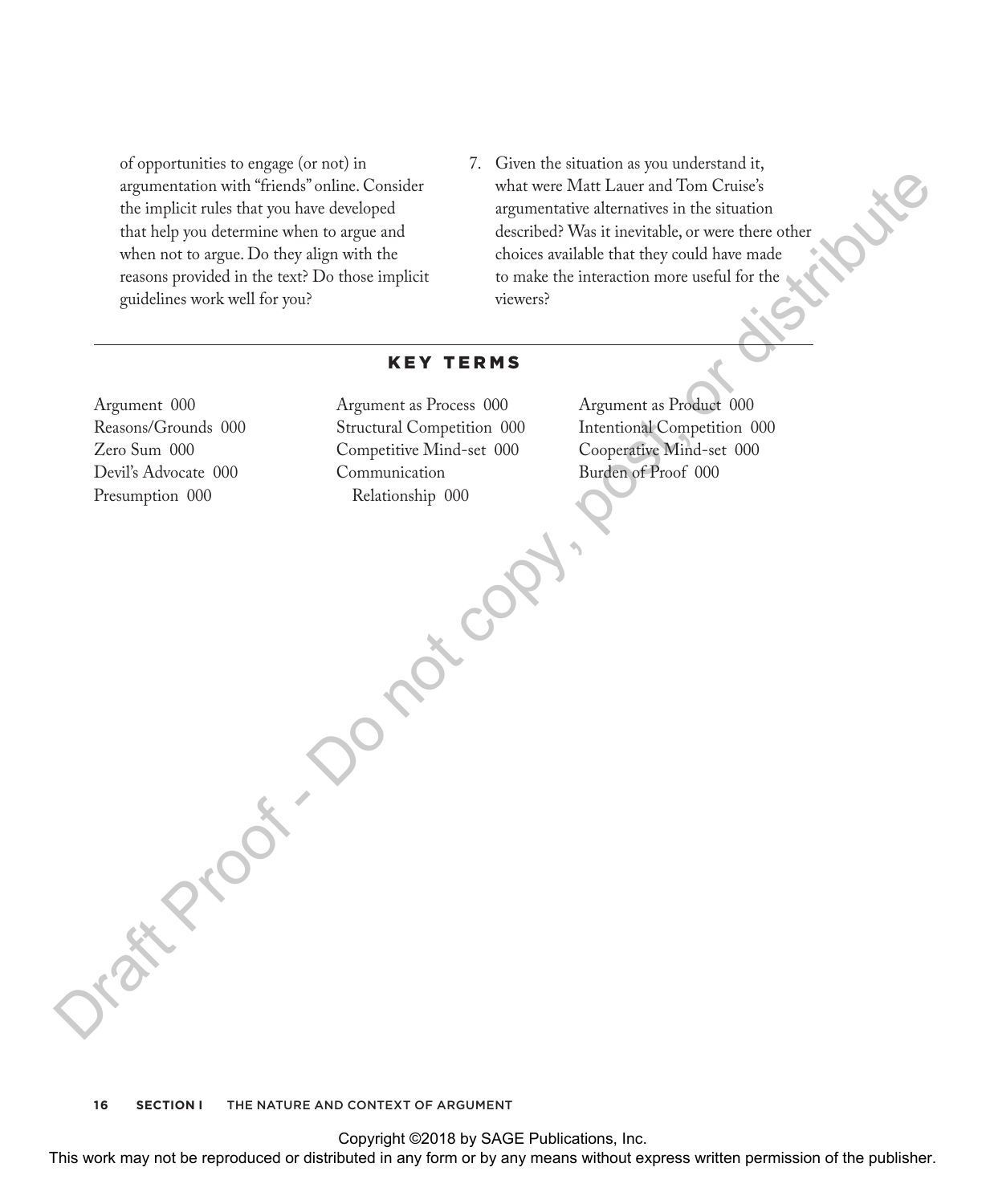of opportunities to engage (or not) in argumentation with "friends" online. Consider the implicit rules that you have developed that help you determine when to argue and when not to argue. Do they align with the reasons provided in the text? Do those implicit guidelines work well for you?

7. Given the situation as you understand it, what were Matt Lauer and Tom Cruise's argumentative alternatives in the situation described? Was it inevitable, or were there other choices available that they could have made to make the interaction more useful for the viewers?

## KEY TERMS

Argument 000
Reasons/Grounds 000
Zero Sum 000
Devil's Advocate 000
Presumption 000
Argument as Process 000
Structural Competition 000
Competitive Mind-set 000
Communication Relationship 000
Argument as Product 000
Intentional Competition 000
Cooperative Mind-set 000
Burden of Proof 000